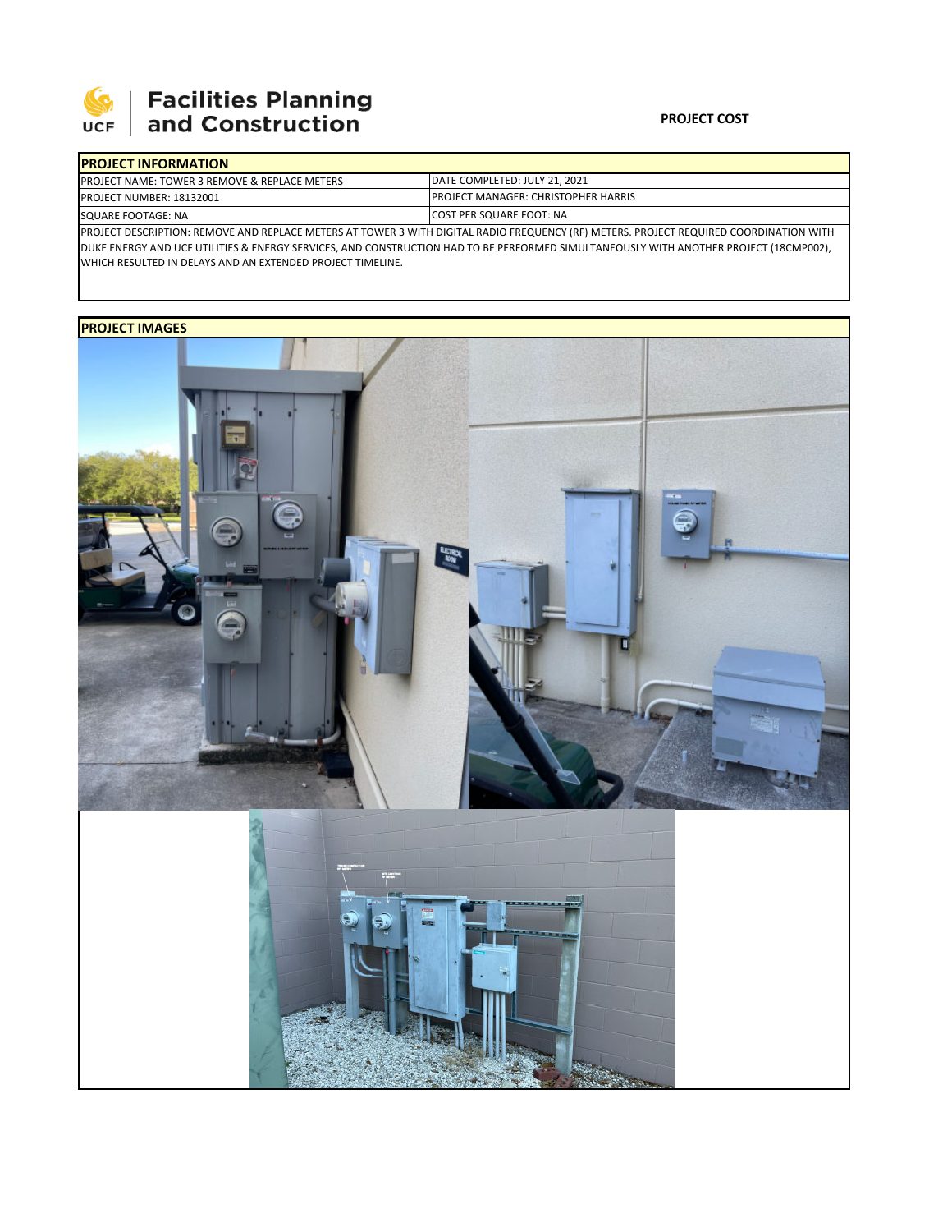**Facilities Planning and Construction**

**PROJECT COST**

| PROJECT INFORMATION | |
|---|---|
| PROJECT NAME: TOWER 3 REMOVE & REPLACE METERS | DATE COMPLETED: JULY 21, 2021 |
| PROJECT NUMBER: 18132001 | PROJECT MANAGER: CHRISTOPHER HARRIS |
| SQUARE FOOTAGE: NA | COST PER SQUARE FOOT: NA |

PROJECT DESCRIPTION: REMOVE AND REPLACE METERS AT TOWER 3 WITH DIGITAL RADIO FREQUENCY (RF) METERS. PROJECT REQUIRED COORDINATION WITH DUKE ENERGY AND UCF UTILITIES & ENERGY SERVICES, AND CONSTRUCTION HAD TO BE PERFORMED SIMULTANEOUSLY WITH ANOTHER PROJECT (18CMP002), WHICH RESULTED IN DELAYS AND AN EXTENDED PROJECT TIMELINE.

**PROJECT IMAGES**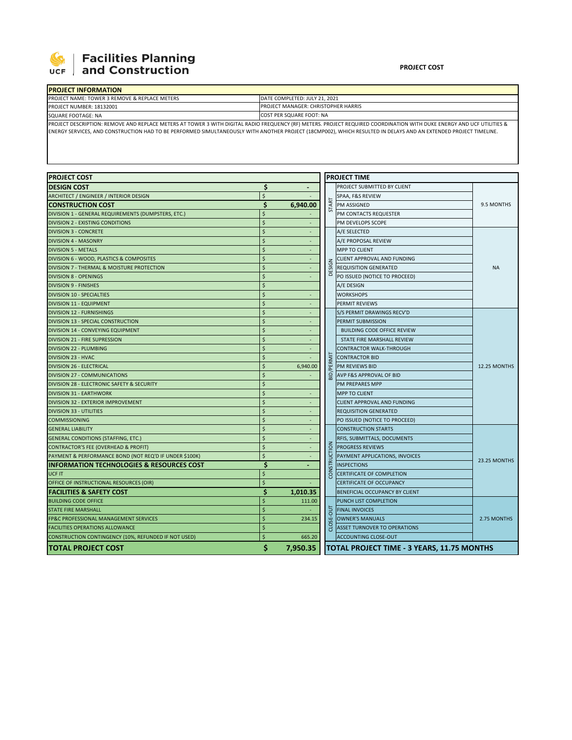**Facilities Planning and Construction**

**PROJECT COST**

| **PROJECT INFORMATION** | |
|---|---|
| PROJECT NAME: TOWER 3 REMOVE & REPLACE METERS | DATE COMPLETED: JULY 21, 2021 |
| PROJECT NUMBER: 18132001 | PROJECT MANAGER: CHRISTOPHER HARRIS |
| SQUARE FOOTAGE: NA | COST PER SQUARE FOOT: NA |

PROJECT DESCRIPTION: REMOVE AND REPLACE METERS AT TOWER 3 WITH DIGITAL RADIO FREQUENCY (RF) METERS. PROJECT REQUIRED COORDINATION WITH DUKE ENERGY AND UCF UTILITIES & ENERGY SERVICES, AND CONSTRUCTION HAD TO BE PERFORMED SIMULTANEOUSLY WITH ANOTHER PROJECT (18CMP002), WHICH RESULTED IN DELAYS AND AN EXTENDED PROJECT TIMELINE.

| **PROJECT COST** | |
|---|---|
| **DESIGN COST** | **$ -** |
| ARCHITECT / ENGINEER / INTERIOR DESIGN | $ - |
| **CONSTRUCTION COST** | **$ 6,940.00** |
| DIVISION 1 - GENERAL REQUIREMENTS (DUMPSTERS, ETC.) | $ - |
| DIVISION 2 - EXISTING CONDITIONS | $ - |
| DIVISION 3 - CONCRETE | $ - |
| DIVISION 4 - MASONRY | $ - |
| DIVISION 5 - METALS | $ - |
| DIVISION 6 - WOOD, PLASTICS & COMPOSITES | $ - |
| DIVISION 7 - THERMAL & MOISTURE PROTECTION | $ - |
| DIVISION 8 - OPENINGS | $ - |
| DIVISION 9 - FINISHES | $ |
| DIVISION 10 - SPECIALTIES | $ - |
| DIVISION 11 - EQUIPMENT | $ - |
| DIVISION 12 - FURNISHINGS | $ - |
| DIVISION 13 - SPECIAL CONSTRUCTION | $ - |
| DIVISION 14 - CONVEYING EQUIPMENT | $ - |
| DIVISION 21 - FIRE SUPRESSION | $ - |
| DIVISION 22 - PLUMBING | $ - |
| DIVISION 23 - HVAC | $ - |
| DIVISION 26 - ELECTRICAL | $ 6,940.00 |
| DIVISION 27 - COMMUNICATIONS | $ - |
| DIVISION 28 - ELECTRONIC SAFETY & SECURITY | $ |
| DIVISION 31 - EARTHWORK | $ - |
| DIVISION 32 - EXTERIOR IMPROVEMENT | $ - |
| DIVISION 33 - UTILITIES | $ - |
| COMMISSIONING | $ - |
| GENERAL LIABILITY | $ - |
| GENERAL CONDITIONS (STAFFING, ETC.) | $ - |
| CONTRACTOR'S FEE (OVERHEAD & PROFIT) | $ - |
| PAYMENT & PERFORMANCE BOND (NOT REQ'D IF UNDER $100K) | $ - |
| **INFORMATION TECHNOLOGIES & RESOURCES COST** | **$ -** |
| UCF IT | $ |
| OFFICE OF INSTRUCTIONAL RESOURCES (OIR) | $ - |
| **FACILITIES & SAFETY COST** | **$ 1,010.35** |
| BUILDING CODE OFFICE | $ 111.00 |
| STATE FIRE MARSHALL | $ - |
| FP&C PROFESSIONAL MANAGEMENT SERVICES | $ 234.15 |
| FACILITIES OPERATIONS ALLOWANCE | $ |
| CONSTRUCTION CONTINGENCY (10%, REFUNDED IF NOT USED) | $ 665.20 |
| **TOTAL PROJECT COST** | **$ 7,950.35** |

| **PROJECT TIME** | | |
|---|---|---|
| START | PROJECT SUBMITTED BY CLIENT | 9.5 MONTHS |
| | SPAA, F&S REVIEW | |
| | PM ASSIGNED | |
| | PM CONTACTS REQUESTER | |
| | PM DEVELOPS SCOPE | |
| DESIGN | A/E SELECTED | NA |
| | A/E PROPOSAL REVIEW | |
| | MPP TO CLIENT | |
| | CLIENT APPROVAL AND FUNDING | |
| | REQUISITION GENERATED | |
| | PO ISSUED (NOTICE TO PROCEED) | |
| | A/E DESIGN | |
| | WORKSHOPS | |
| | PERMIT REVIEWS | |
| BID/PERMIT | S/S PERMIT DRAWINGS RECV'D | 12.25 MONTHS |
| | PERMIT SUBMISSION | |
| | BUILDING CODE OFFICE REVIEW | |
| | STATE FIRE MARSHALL REVIEW | |
| | CONTRACTOR WALK-THROUGH | |
| | CONTRACTOR BID | |
| | PM REVIEWS BID | |
| | AVP F&S APPROVAL OF BID | |
| | PM PREPARES MPP | |
| | MPP TO CLIENT | |
| | CLIENT APPROVAL AND FUNDING | |
| | REQUISITION GENERATED | |
| | PO ISSUED (NOTICE TO PROCEED) | |
| CONSTRUCTION | CONSTRUCTION STARTS | 23.25 MONTHS |
| | RFIS, SUBMITTALS, DOCUMENTS | |
| | PROGRESS REVIEWS | |
| | PAYMENT APPLICATIONS, INVOICES | |
| | INSPECTIONS | |
| | CERTIFICATE OF COMPLETION | |
| | CERTIFICATE OF OCCUPANCY | |
| | BENEFICIAL OCCUPANCY BY CLIENT | |
| CLOSE-OUT | PUNCH LIST COMPLETION | 2.75 MONTHS |
| | FINAL INVOICES | |
| | OWNER'S MANUALS | |
| | ASSET TURNOVER TO OPERATIONS | |
| | ACCOUNTING CLOSE-OUT | |
| **TOTAL PROJECT TIME - 3 YEARS, 11.75 MONTHS** | | |